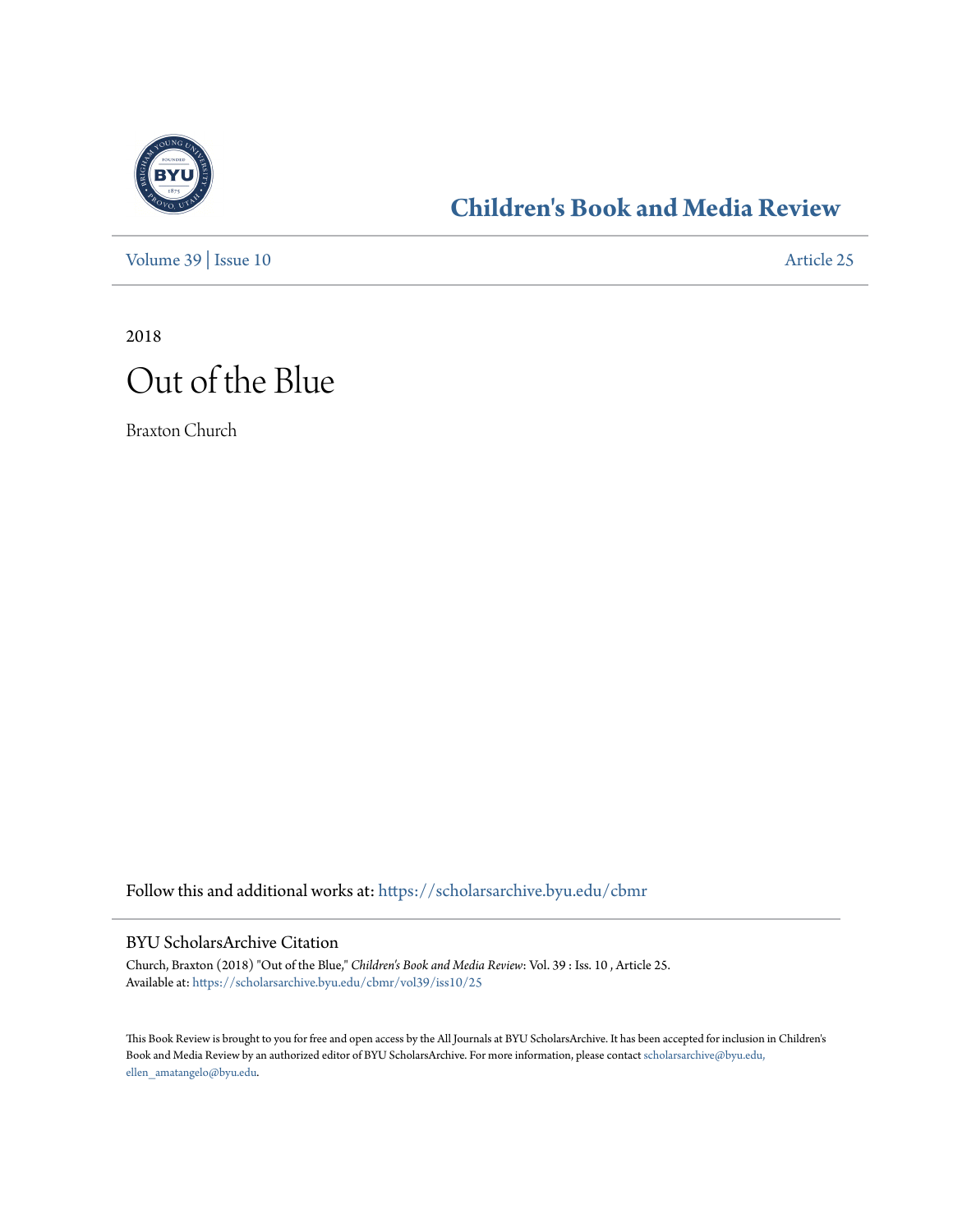# Children's Book and Media Review

Volume 39 | Issue 10 Article 25

2018

# Out of the Blue

Braxton Church

Follow this and additional works at: https://scholarsarchive.byu.edu/cbmr

## BYU ScholarsArchive Citation

Church, Braxton (2018) "Out of the Blue," *Children's Book and Media Review*: Vol. 39 : Iss. 10 , Article 25.
Available at: https://scholarsarchive.byu.edu/cbmr/vol39/iss10/25

This Book Review is brought to you for free and open access by the All Journals at BYU ScholarsArchive. It has been accepted for inclusion in Children's Book and Media Review by an authorized editor of BYU ScholarsArchive. For more information, please contact scholarsarchive@byu.edu, ellen_amatangelo@byu.edu.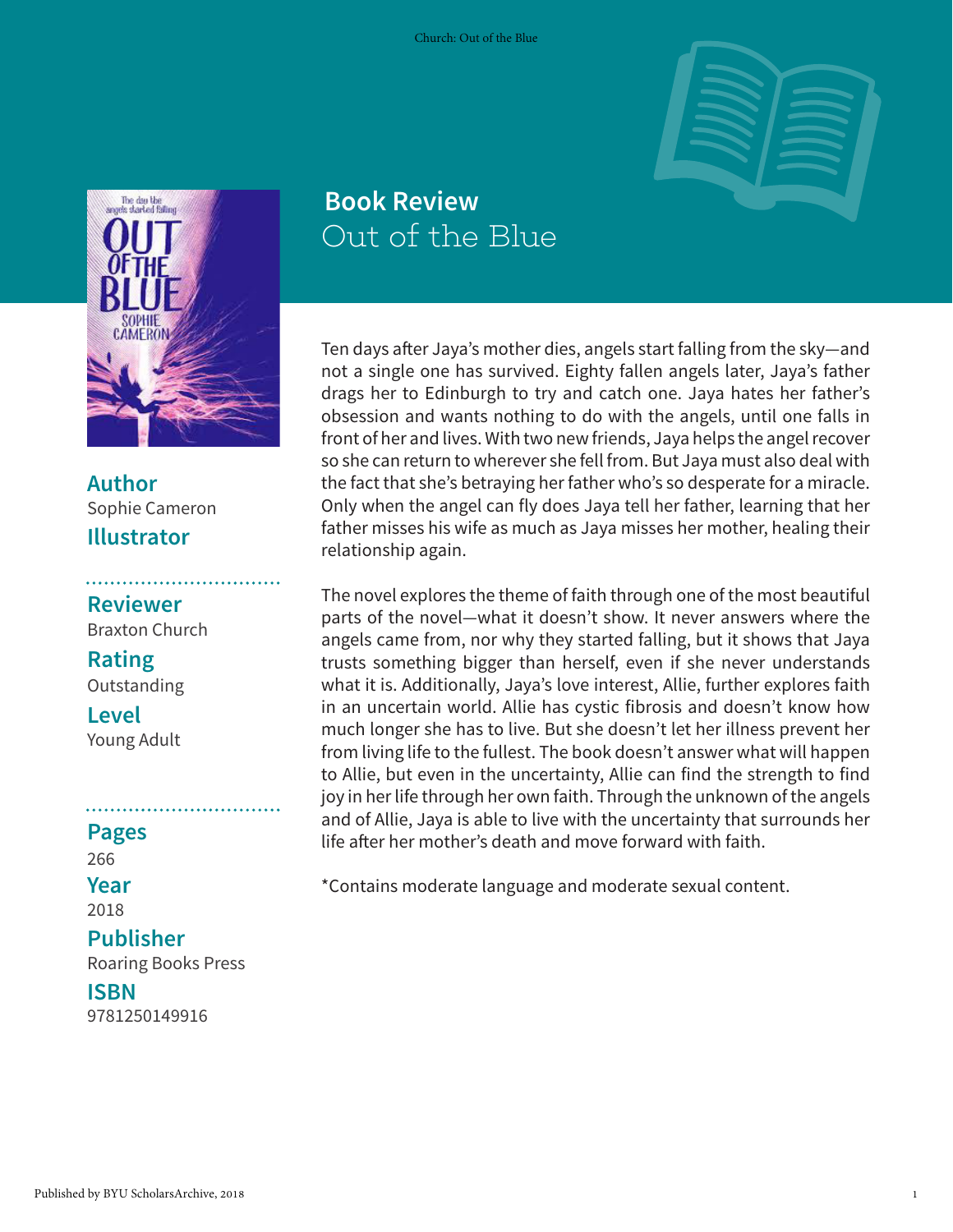## Book Review

# Out of the Blue

**Author**
Sophie Cameron

**Illustrator**

**Reviewer**
Braxton Church

**Rating**
Outstanding

**Level**
Young Adult

**Pages**
266

**Year**
2018

**Publisher**
Roaring Books Press

**ISBN**
9781250149916

Ten days after Jaya's mother dies, angels start falling from the sky—and not a single one has survived. Eighty fallen angels later, Jaya's father drags her to Edinburgh to try and catch one. Jaya hates her father's obsession and wants nothing to do with the angels, until one falls in front of her and lives. With two new friends, Jaya helps the angel recover so she can return to wherever she fell from. But Jaya must also deal with the fact that she's betraying her father who's so desperate for a miracle. Only when the angel can fly does Jaya tell her father, learning that her father misses his wife as much as Jaya misses her mother, healing their relationship again.

The novel explores the theme of faith through one of the most beautiful parts of the novel—what it doesn't show. It never answers where the angels came from, nor why they started falling, but it shows that Jaya trusts something bigger than herself, even if she never understands what it is. Additionally, Jaya's love interest, Allie, further explores faith in an uncertain world. Allie has cystic fibrosis and doesn't know how much longer she has to live. But she doesn't let her illness prevent her from living life to the fullest. The book doesn't answer what will happen to Allie, but even in the uncertainty, Allie can find the strength to find joy in her life through her own faith. Through the unknown of the angels and of Allie, Jaya is able to live with the uncertainty that surrounds her life after her mother's death and move forward with faith.

*Contains moderate language and moderate sexual content.